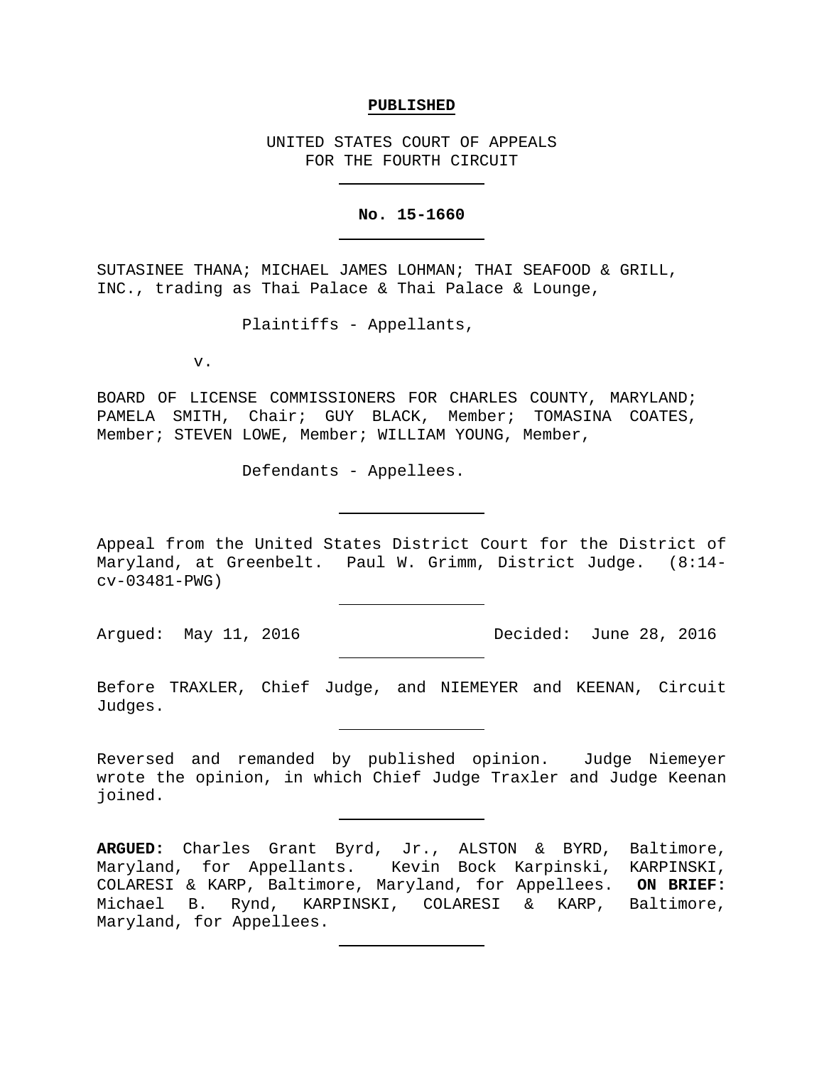**PUBLISHED**

UNITED STATES COURT OF APPEALS
FOR THE FOURTH CIRCUIT

---

**No. 15-1660**

---

SUTASINEE THANA; MICHAEL JAMES LOHMAN; THAI SEAFOOD & GRILL, INC., trading as Thai Palace & Thai Palace & Lounge,

Plaintiffs - Appellants,

v.

BOARD OF LICENSE COMMISSIONERS FOR CHARLES COUNTY, MARYLAND; PAMELA SMITH, Chair; GUY BLACK, Member; TOMASINA COATES, Member; STEVEN LOWE, Member; WILLIAM YOUNG, Member,

Defendants - Appellees.

---

Appeal from the United States District Court for the District of Maryland, at Greenbelt. Paul W. Grimm, District Judge. (8:14-cv-03481-PWG)

---

Argued: May 11, 2016 Decided: June 28, 2016

---

Before TRAXLER, Chief Judge, and NIEMEYER and KEENAN, Circuit Judges.

---

Reversed and remanded by published opinion. Judge Niemeyer wrote the opinion, in which Chief Judge Traxler and Judge Keenan joined.

---

**ARGUED:** Charles Grant Byrd, Jr., ALSTON & BYRD, Baltimore, Maryland, for Appellants. Kevin Bock Karpinski, KARPINSKI, COLARESI & KARP, Baltimore, Maryland, for Appellees. **ON BRIEF:** Michael B. Rynd, KARPINSKI, COLARESI & KARP, Baltimore, Maryland, for Appellees.

---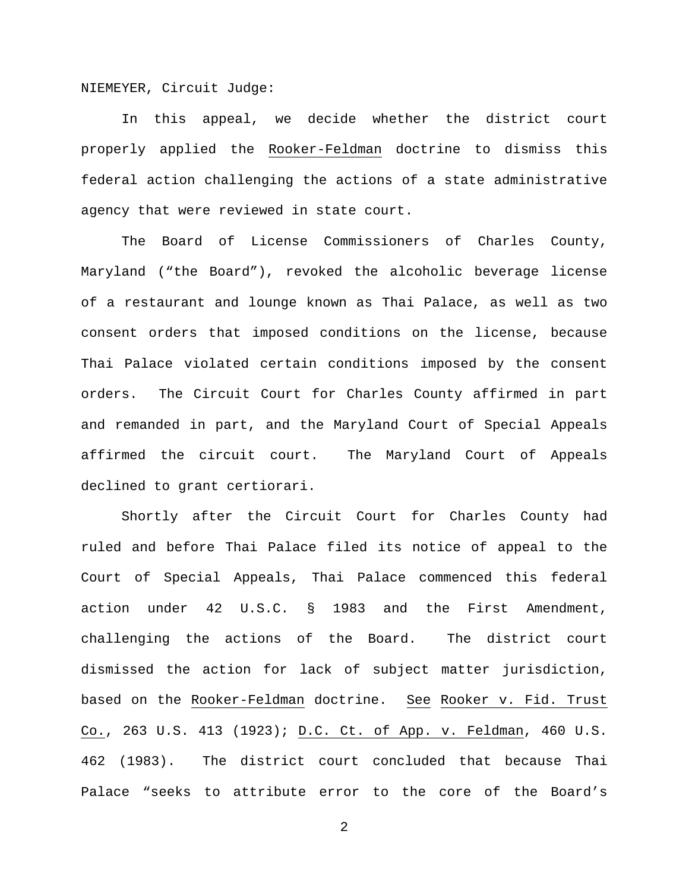NIEMEYER, Circuit Judge:

In this appeal, we decide whether the district court properly applied the Rooker-Feldman doctrine to dismiss this federal action challenging the actions of a state administrative agency that were reviewed in state court.

The Board of License Commissioners of Charles County, Maryland ("the Board"), revoked the alcoholic beverage license of a restaurant and lounge known as Thai Palace, as well as two consent orders that imposed conditions on the license, because Thai Palace violated certain conditions imposed by the consent orders. The Circuit Court for Charles County affirmed in part and remanded in part, and the Maryland Court of Special Appeals affirmed the circuit court. The Maryland Court of Appeals declined to grant certiorari.

Shortly after the Circuit Court for Charles County had ruled and before Thai Palace filed its notice of appeal to the Court of Special Appeals, Thai Palace commenced this federal action under 42 U.S.C. § 1983 and the First Amendment, challenging the actions of the Board. The district court dismissed the action for lack of subject matter jurisdiction, based on the Rooker-Feldman doctrine. See Rooker v. Fid. Trust Co., 263 U.S. 413 (1923); D.C. Ct. of App. v. Feldman, 460 U.S. 462 (1983). The district court concluded that because Thai Palace "seeks to attribute error to the core of the Board's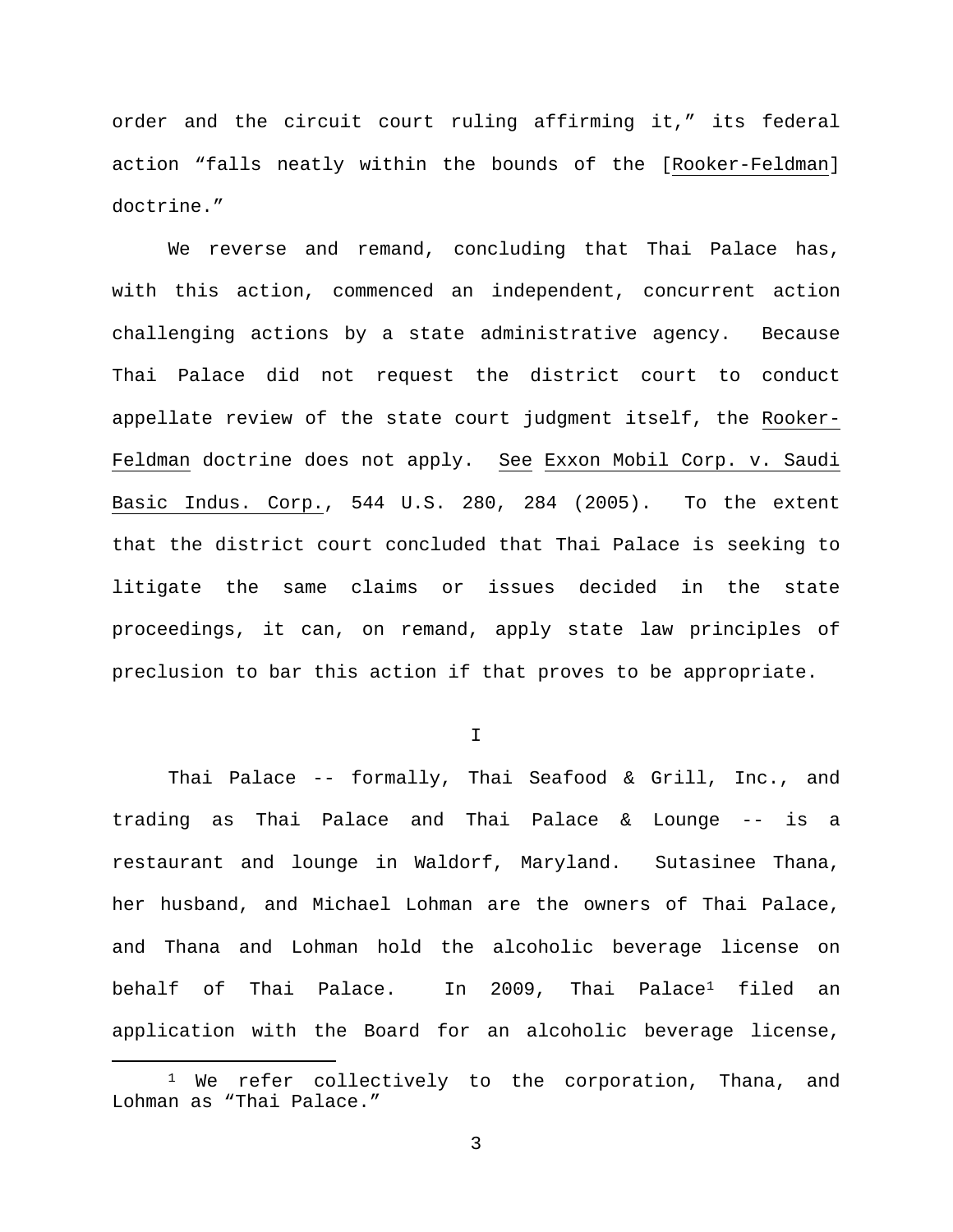order and the circuit court ruling affirming it," its federal action "falls neatly within the bounds of the [Rooker-Feldman] doctrine."

We reverse and remand, concluding that Thai Palace has, with this action, commenced an independent, concurrent action challenging actions by a state administrative agency. Because Thai Palace did not request the district court to conduct appellate review of the state court judgment itself, the Rooker-Feldman doctrine does not apply. See Exxon Mobil Corp. v. Saudi Basic Indus. Corp., 544 U.S. 280, 284 (2005). To the extent that the district court concluded that Thai Palace is seeking to litigate the same claims or issues decided in the state proceedings, it can, on remand, apply state law principles of preclusion to bar this action if that proves to be appropriate.

## I

Thai Palace -- formally, Thai Seafood & Grill, Inc., and trading as Thai Palace and Thai Palace & Lounge -- is a restaurant and lounge in Waldorf, Maryland. Sutasinee Thana, her husband, and Michael Lohman are the owners of Thai Palace, and Thana and Lohman hold the alcoholic beverage license on behalf of Thai Palace. In 2009, Thai Palace[1] filed an application with the Board for an alcoholic beverage license,

[1] We refer collectively to the corporation, Thana, and Lohman as "Thai Palace."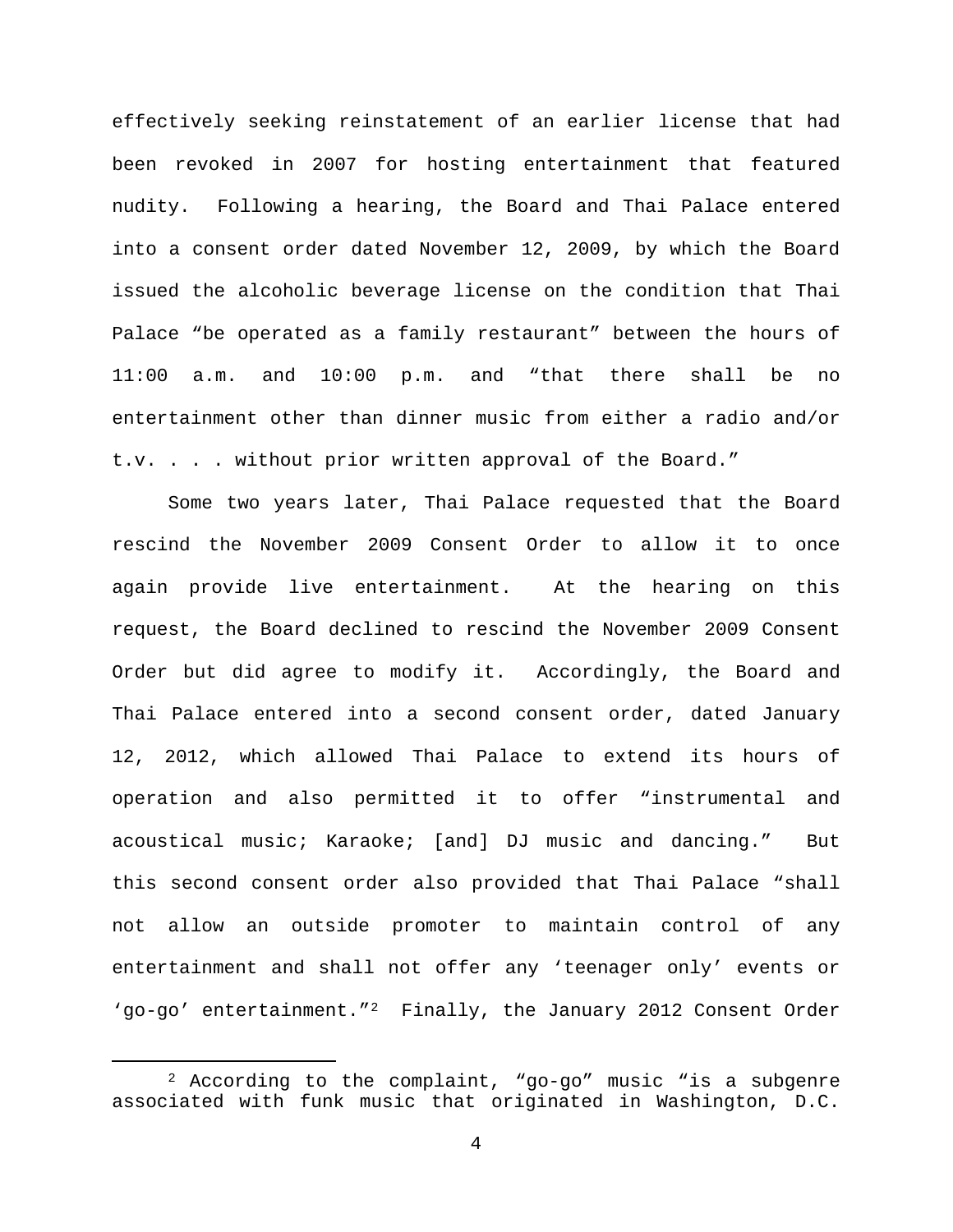effectively seeking reinstatement of an earlier license that had been revoked in 2007 for hosting entertainment that featured nudity. Following a hearing, the Board and Thai Palace entered into a consent order dated November 12, 2009, by which the Board issued the alcoholic beverage license on the condition that Thai Palace "be operated as a family restaurant" between the hours of 11:00 a.m. and 10:00 p.m. and "that there shall be no entertainment other than dinner music from either a radio and/or t.v. . . . without prior written approval of the Board."

Some two years later, Thai Palace requested that the Board rescind the November 2009 Consent Order to allow it to once again provide live entertainment. At the hearing on this request, the Board declined to rescind the November 2009 Consent Order but did agree to modify it. Accordingly, the Board and Thai Palace entered into a second consent order, dated January 12, 2012, which allowed Thai Palace to extend its hours of operation and also permitted it to offer "instrumental and acoustical music; Karaoke; [and] DJ music and dancing." But this second consent order also provided that Thai Palace "shall not allow an outside promoter to maintain control of any entertainment and shall not offer any 'teenager only' events or 'go-go' entertainment."[2] Finally, the January 2012 Consent Order

[2] According to the complaint, "go-go" music "is a subgenre associated with funk music that originated in Washington, D.C.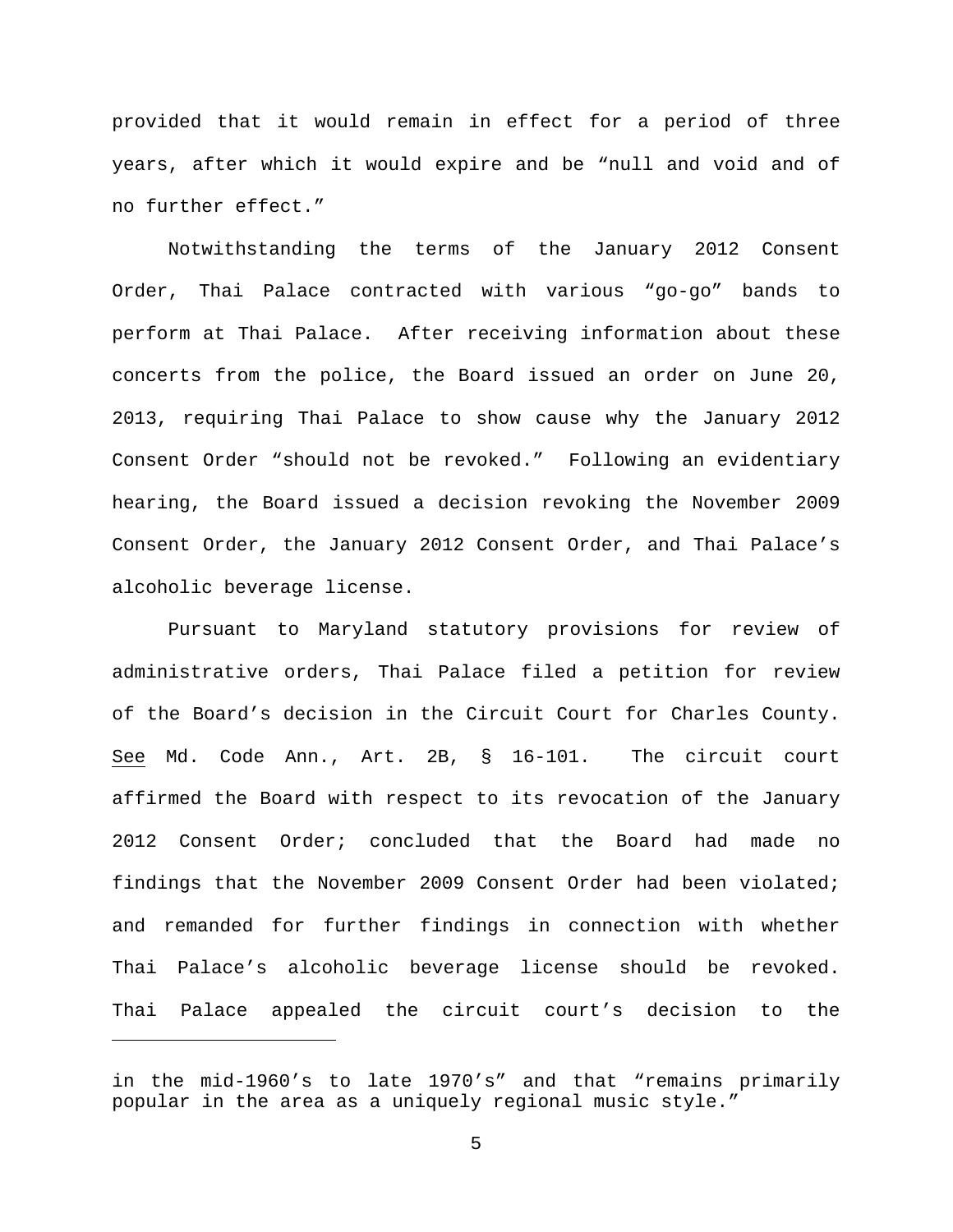provided that it would remain in effect for a period of three years, after which it would expire and be "null and void and of no further effect."

Notwithstanding the terms of the January 2012 Consent Order, Thai Palace contracted with various "go-go" bands to perform at Thai Palace. After receiving information about these concerts from the police, the Board issued an order on June 20, 2013, requiring Thai Palace to show cause why the January 2012 Consent Order "should not be revoked." Following an evidentiary hearing, the Board issued a decision revoking the November 2009 Consent Order, the January 2012 Consent Order, and Thai Palace's alcoholic beverage license.

Pursuant to Maryland statutory provisions for review of administrative orders, Thai Palace filed a petition for review of the Board's decision in the Circuit Court for Charles County. See Md. Code Ann., Art. 2B, § 16-101. The circuit court affirmed the Board with respect to its revocation of the January 2012 Consent Order; concluded that the Board had made no findings that the November 2009 Consent Order had been violated; and remanded for further findings in connection with whether Thai Palace's alcoholic beverage license should be revoked. Thai Palace appealed the circuit court's decision to the

---

in the mid-1960's to late 1970's" and that "remains primarily popular in the area as a uniquely regional music style."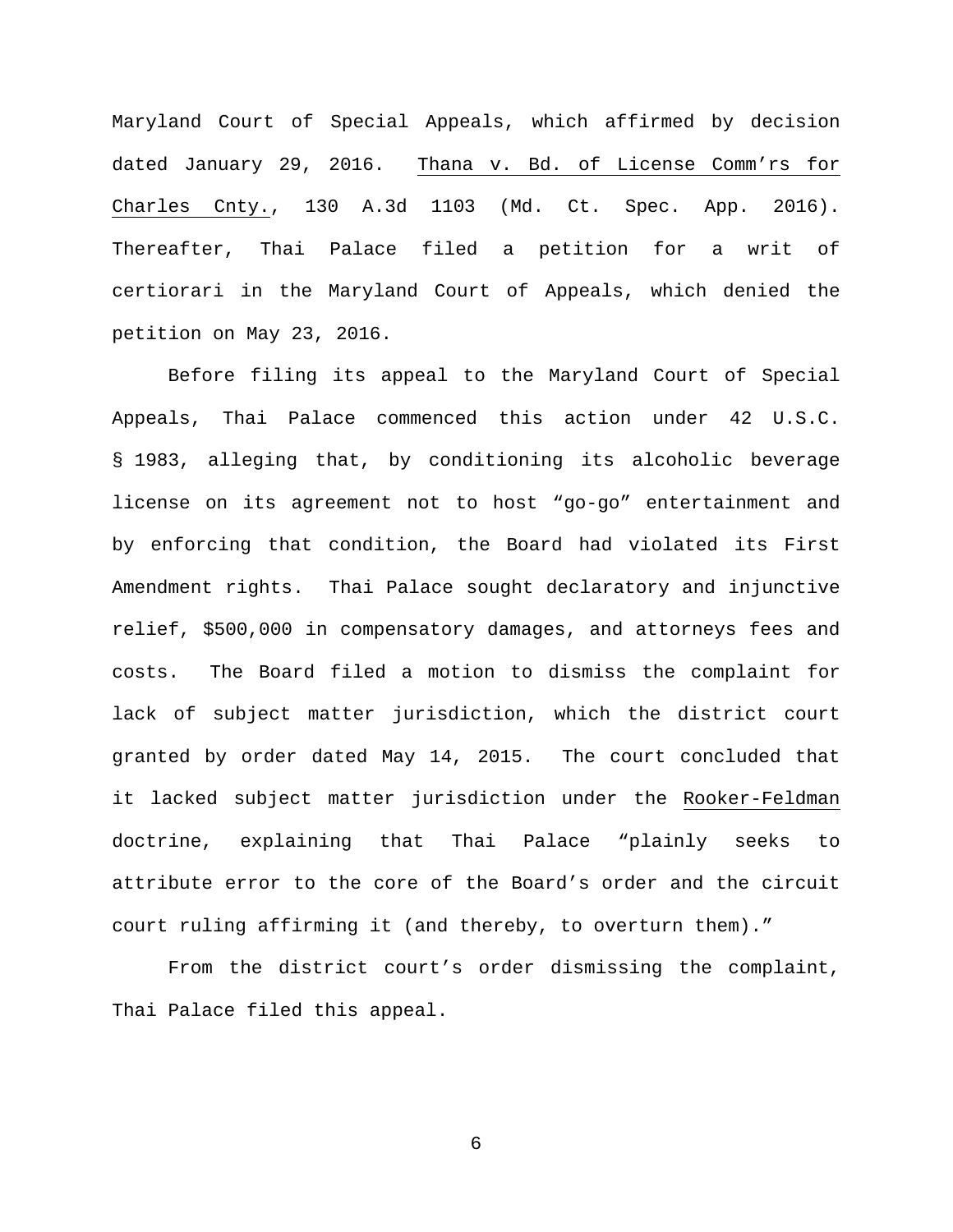Maryland Court of Special Appeals, which affirmed by decision dated January 29, 2016. Thana v. Bd. of License Comm'rs for Charles Cnty., 130 A.3d 1103 (Md. Ct. Spec. App. 2016). Thereafter, Thai Palace filed a petition for a writ of certiorari in the Maryland Court of Appeals, which denied the petition on May 23, 2016.

Before filing its appeal to the Maryland Court of Special Appeals, Thai Palace commenced this action under 42 U.S.C. § 1983, alleging that, by conditioning its alcoholic beverage license on its agreement not to host "go-go" entertainment and by enforcing that condition, the Board had violated its First Amendment rights. Thai Palace sought declaratory and injunctive relief, $500,000 in compensatory damages, and attorneys fees and costs. The Board filed a motion to dismiss the complaint for lack of subject matter jurisdiction, which the district court granted by order dated May 14, 2015. The court concluded that it lacked subject matter jurisdiction under the Rooker-Feldman doctrine, explaining that Thai Palace "plainly seeks to attribute error to the core of the Board's order and the circuit court ruling affirming it (and thereby, to overturn them)."

From the district court's order dismissing the complaint, Thai Palace filed this appeal.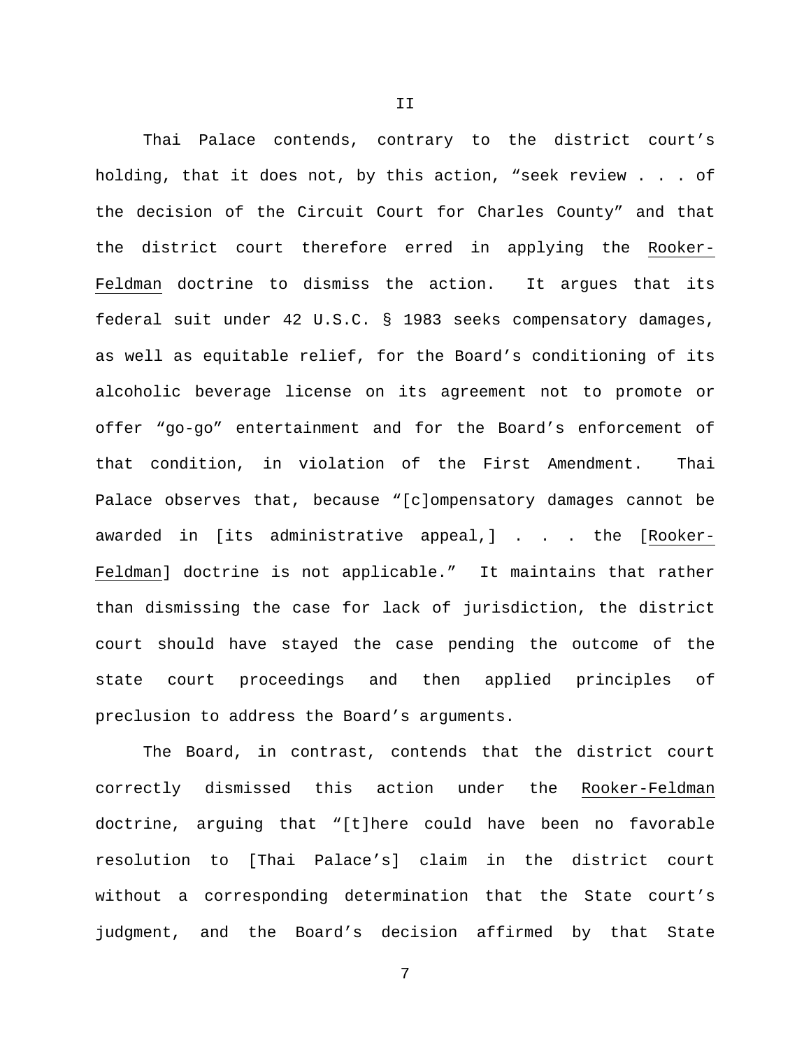## II

Thai Palace contends, contrary to the district court's holding, that it does not, by this action, "seek review . . . of the decision of the Circuit Court for Charles County" and that the district court therefore erred in applying the Rooker-Feldman doctrine to dismiss the action. It argues that its federal suit under 42 U.S.C. § 1983 seeks compensatory damages, as well as equitable relief, for the Board's conditioning of its alcoholic beverage license on its agreement not to promote or offer "go-go" entertainment and for the Board's enforcement of that condition, in violation of the First Amendment. Thai Palace observes that, because "[c]ompensatory damages cannot be awarded in [its administrative appeal,] . . . the [Rooker-Feldman] doctrine is not applicable." It maintains that rather than dismissing the case for lack of jurisdiction, the district court should have stayed the case pending the outcome of the state court proceedings and then applied principles of preclusion to address the Board's arguments.

The Board, in contrast, contends that the district court correctly dismissed this action under the Rooker-Feldman doctrine, arguing that "[t]here could have been no favorable resolution to [Thai Palace's] claim in the district court without a corresponding determination that the State court's judgment, and the Board's decision affirmed by that State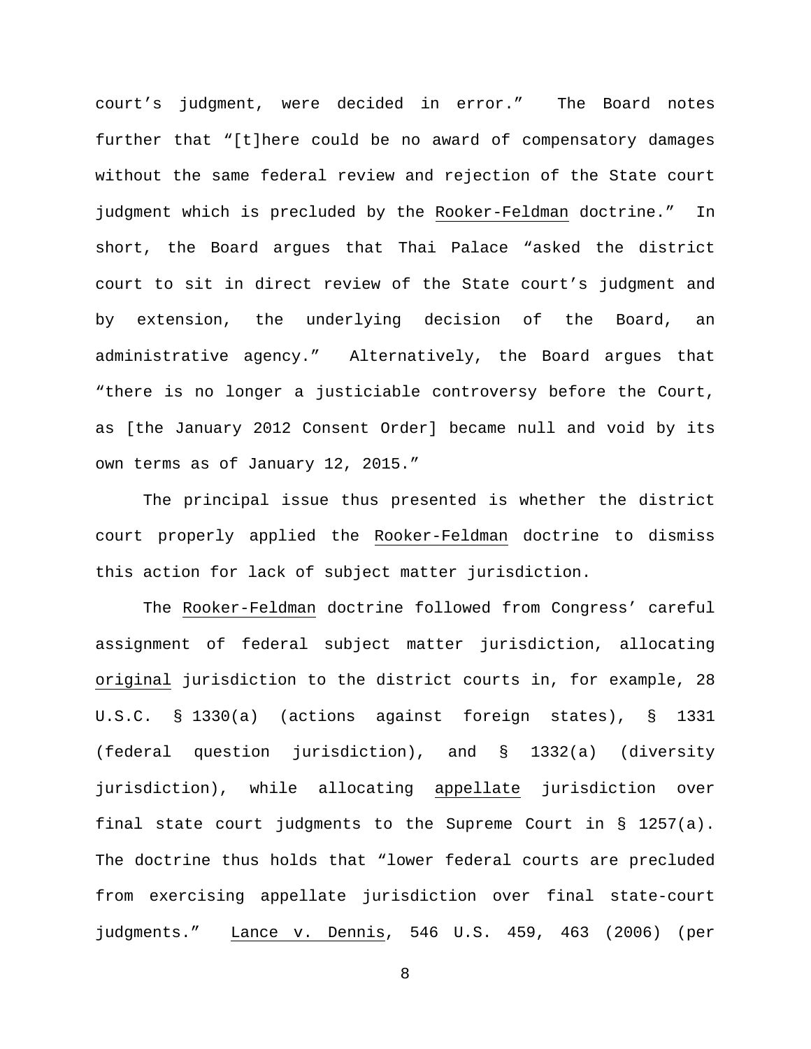court's judgment, were decided in error." The Board notes further that "[t]here could be no award of compensatory damages without the same federal review and rejection of the State court judgment which is precluded by the Rooker-Feldman doctrine." In short, the Board argues that Thai Palace "asked the district court to sit in direct review of the State court's judgment and by extension, the underlying decision of the Board, an administrative agency." Alternatively, the Board argues that "there is no longer a justiciable controversy before the Court, as [the January 2012 Consent Order] became null and void by its own terms as of January 12, 2015."

The principal issue thus presented is whether the district court properly applied the Rooker-Feldman doctrine to dismiss this action for lack of subject matter jurisdiction.

The Rooker-Feldman doctrine followed from Congress' careful assignment of federal subject matter jurisdiction, allocating original jurisdiction to the district courts in, for example, 28 U.S.C. § 1330(a) (actions against foreign states), § 1331 (federal question jurisdiction), and § 1332(a) (diversity jurisdiction), while allocating appellate jurisdiction over final state court judgments to the Supreme Court in § 1257(a). The doctrine thus holds that "lower federal courts are precluded from exercising appellate jurisdiction over final state-court judgments." Lance v. Dennis, 546 U.S. 459, 463 (2006) (per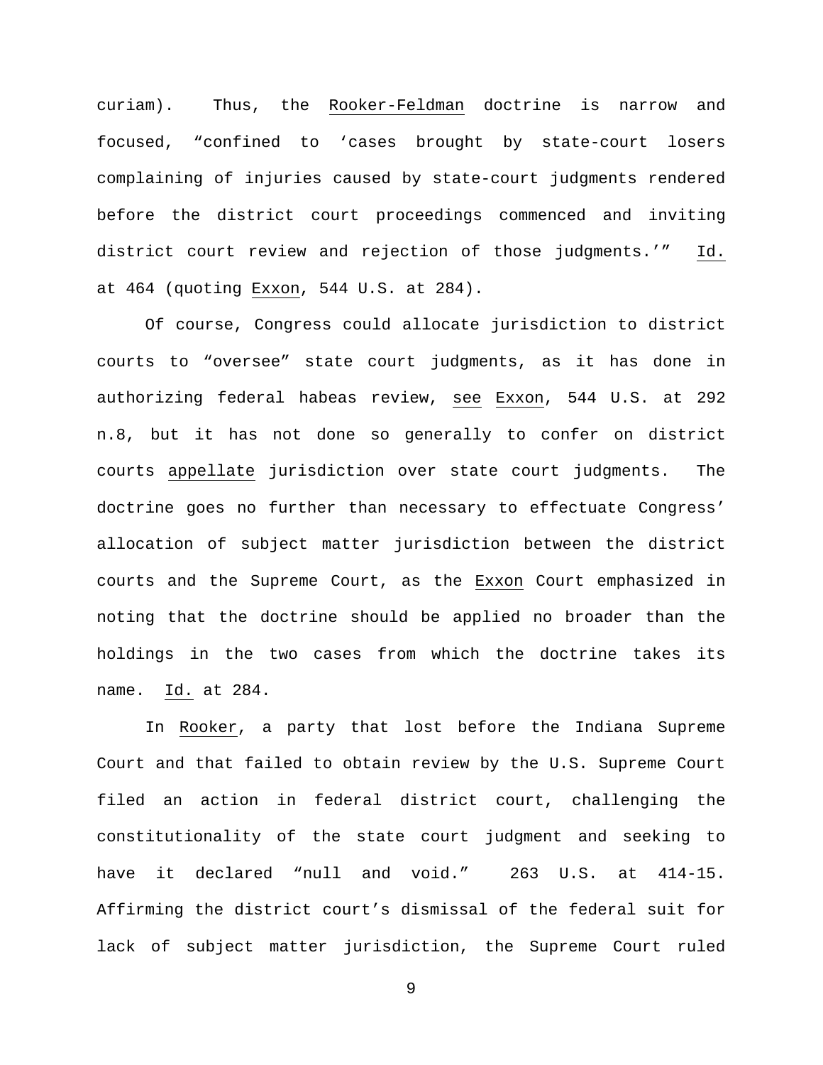curiam). Thus, the Rooker-Feldman doctrine is narrow and focused, "confined to 'cases brought by state-court losers complaining of injuries caused by state-court judgments rendered before the district court proceedings commenced and inviting district court review and rejection of those judgments.'" Id. at 464 (quoting Exxon, 544 U.S. at 284).

Of course, Congress could allocate jurisdiction to district courts to "oversee" state court judgments, as it has done in authorizing federal habeas review, see Exxon, 544 U.S. at 292 n.8, but it has not done so generally to confer on district courts appellate jurisdiction over state court judgments. The doctrine goes no further than necessary to effectuate Congress' allocation of subject matter jurisdiction between the district courts and the Supreme Court, as the Exxon Court emphasized in noting that the doctrine should be applied no broader than the holdings in the two cases from which the doctrine takes its name. Id. at 284.

In Rooker, a party that lost before the Indiana Supreme Court and that failed to obtain review by the U.S. Supreme Court filed an action in federal district court, challenging the constitutionality of the state court judgment and seeking to have it declared "null and void." 263 U.S. at 414-15. Affirming the district court's dismissal of the federal suit for lack of subject matter jurisdiction, the Supreme Court ruled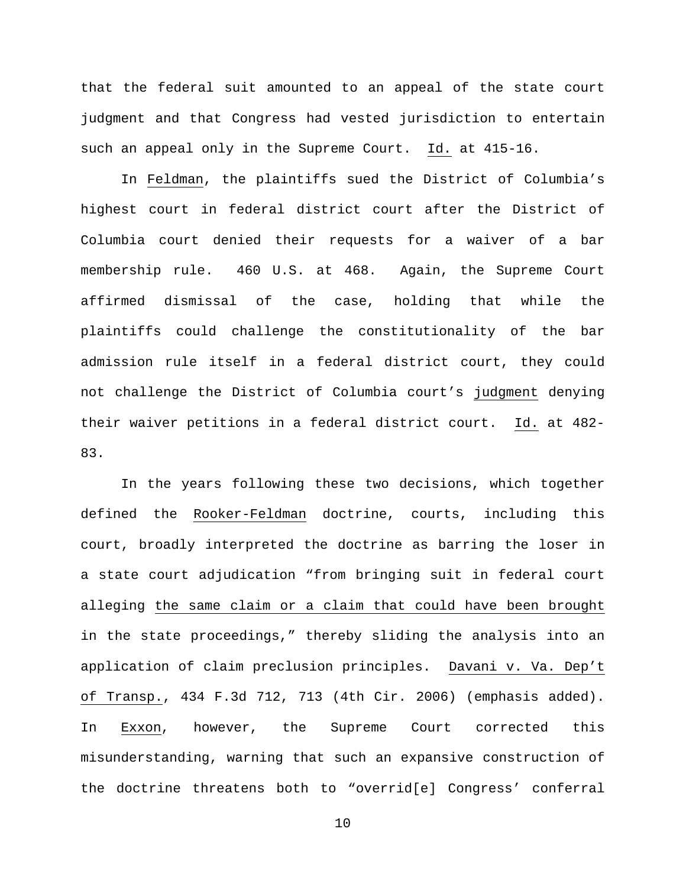that the federal suit amounted to an appeal of the state court judgment and that Congress had vested jurisdiction to entertain such an appeal only in the Supreme Court. Id. at 415-16.

In Feldman, the plaintiffs sued the District of Columbia's highest court in federal district court after the District of Columbia court denied their requests for a waiver of a bar membership rule. 460 U.S. at 468. Again, the Supreme Court affirmed dismissal of the case, holding that while the plaintiffs could challenge the constitutionality of the bar admission rule itself in a federal district court, they could not challenge the District of Columbia court's judgment denying their waiver petitions in a federal district court. Id. at 482-83.

In the years following these two decisions, which together defined the Rooker-Feldman doctrine, courts, including this court, broadly interpreted the doctrine as barring the loser in a state court adjudication "from bringing suit in federal court alleging the same claim or a claim that could have been brought in the state proceedings," thereby sliding the analysis into an application of claim preclusion principles. Davani v. Va. Dep't of Transp., 434 F.3d 712, 713 (4th Cir. 2006) (emphasis added). In Exxon, however, the Supreme Court corrected this misunderstanding, warning that such an expansive construction of the doctrine threatens both to "overrid[e] Congress' conferral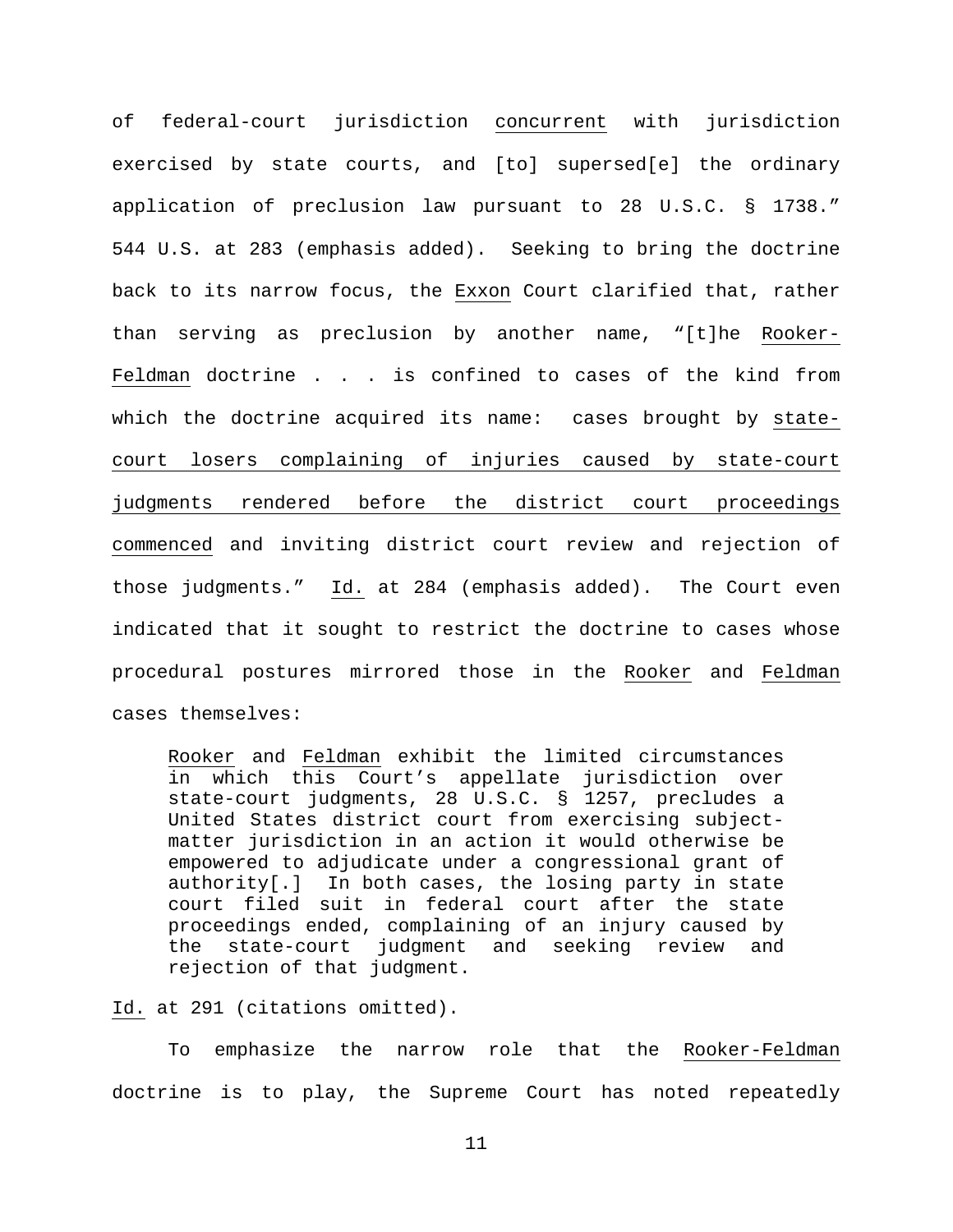of federal-court jurisdiction <u>concurrent</u> with jurisdiction exercised by state courts, and [to] supersed[e] the ordinary application of preclusion law pursuant to 28 U.S.C. § 1738." 544 U.S. at 283 (emphasis added). Seeking to bring the doctrine back to its narrow focus, the <u>Exxon</u> Court clarified that, rather than serving as preclusion by another name, "[t]he <u>Rooker-Feldman</u> doctrine . . . is confined to cases of the kind from which the doctrine acquired its name: cases brought by <u>state-court losers complaining of injuries caused by state-court judgments rendered before the district court proceedings commenced</u> and inviting district court review and rejection of those judgments." <u>Id.</u> at 284 (emphasis added). The Court even indicated that it sought to restrict the doctrine to cases whose procedural postures mirrored those in the <u>Rooker</u> and <u>Feldman</u> cases themselves:

> <u>Rooker</u> and <u>Feldman</u> exhibit the limited circumstances in which this Court's appellate jurisdiction over state-court judgments, 28 U.S.C. § 1257, precludes a United States district court from exercising subject-matter jurisdiction in an action it would otherwise be empowered to adjudicate under a congressional grant of authority[.] In both cases, the losing party in state court filed suit in federal court after the state proceedings ended, complaining of an injury caused by the state-court judgment and seeking review and rejection of that judgment.

<u>Id.</u> at 291 (citations omitted).

To emphasize the narrow role that the <u>Rooker-Feldman</u> doctrine is to play, the Supreme Court has noted repeatedly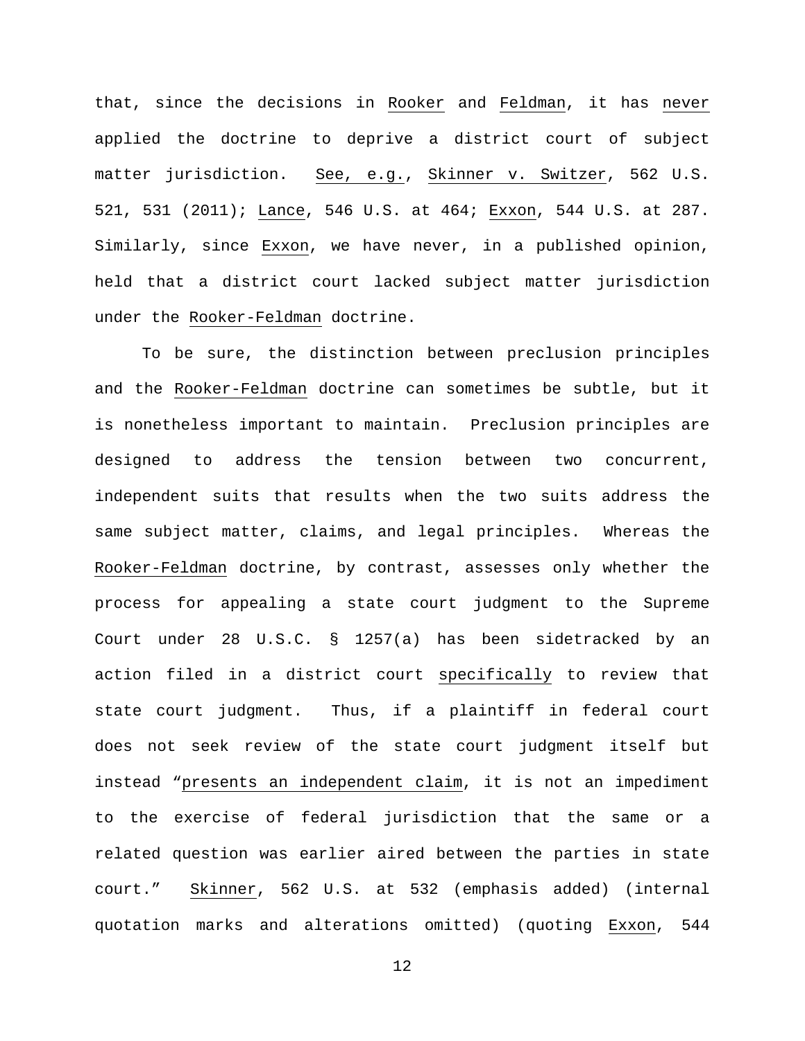that, since the decisions in Rooker and Feldman, it has *never* applied the doctrine to deprive a district court of subject matter jurisdiction. *See, e.g.*, *Skinner v. Switzer*, 562 U.S. 521, 531 (2011); *Lance*, 546 U.S. at 464; *Exxon*, 544 U.S. at 287. Similarly, since *Exxon*, we have never, in a published opinion, held that a district court lacked subject matter jurisdiction under the *Rooker-Feldman* doctrine.

To be sure, the distinction between preclusion principles and the *Rooker-Feldman* doctrine can sometimes be subtle, but it is nonetheless important to maintain. Preclusion principles are designed to address the tension between two concurrent, independent suits that results when the two suits address the same subject matter, claims, and legal principles. Whereas the *Rooker-Feldman* doctrine, by contrast, assesses only whether the process for appealing a state court judgment to the Supreme Court under 28 U.S.C. § 1257(a) has been sidetracked by an action filed in a district court *specifically* to review that state court judgment. Thus, if a plaintiff in federal court does not seek review of the state court judgment itself but instead "*presents an independent claim*, it is not an impediment to the exercise of federal jurisdiction that the same or a related question was earlier aired between the parties in state court." *Skinner*, 562 U.S. at 532 (emphasis added) (internal quotation marks and alterations omitted) (quoting *Exxon*, 544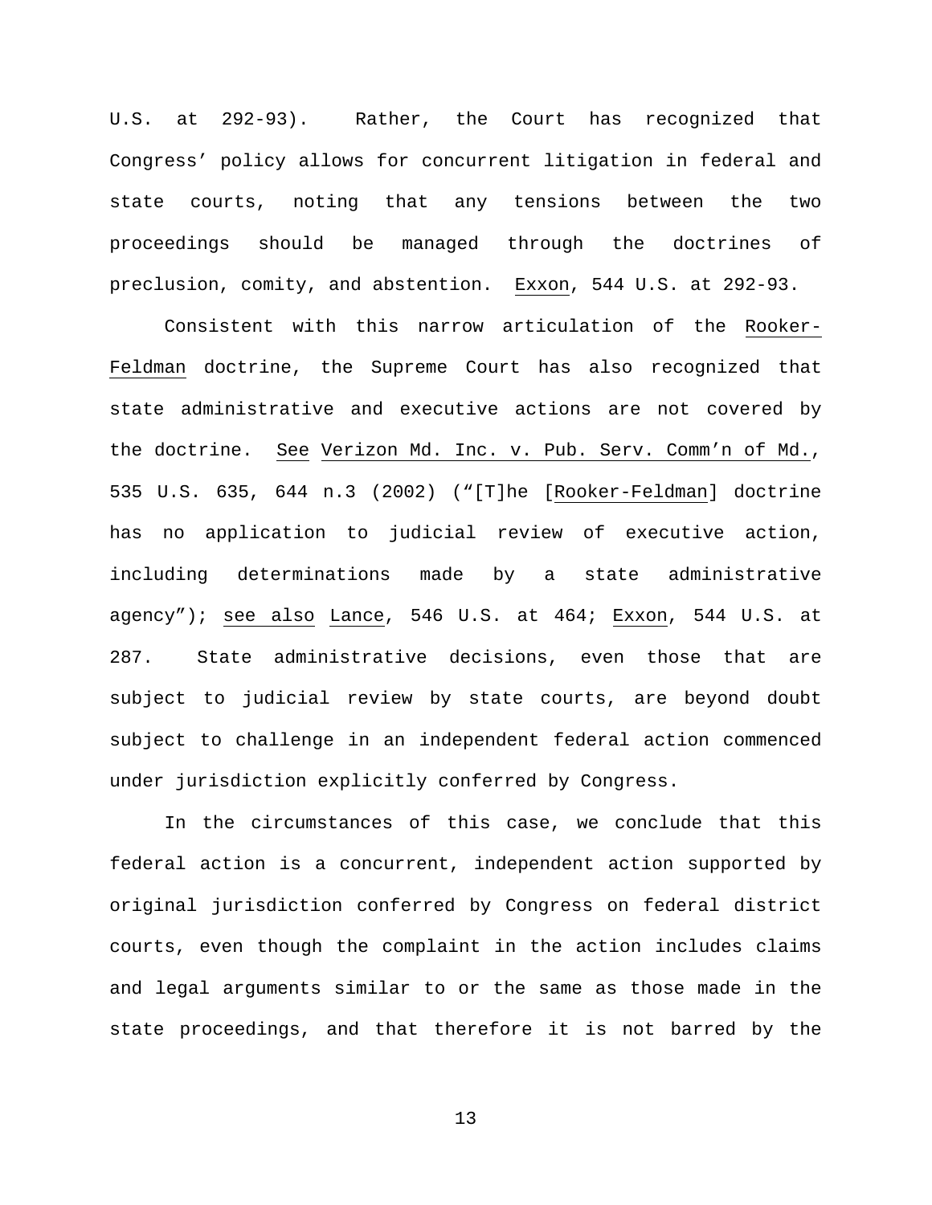U.S. at 292-93). Rather, the Court has recognized that Congress' policy allows for concurrent litigation in federal and state courts, noting that any tensions between the two proceedings should be managed through the doctrines of preclusion, comity, and abstention. Exxon, 544 U.S. at 292-93.

Consistent with this narrow articulation of the Rooker-Feldman doctrine, the Supreme Court has also recognized that state administrative and executive actions are not covered by the doctrine. See Verizon Md. Inc. v. Pub. Serv. Comm'n of Md., 535 U.S. 635, 644 n.3 (2002) ("[T]he [Rooker-Feldman] doctrine has no application to judicial review of executive action, including determinations made by a state administrative agency"); see also Lance, 546 U.S. at 464; Exxon, 544 U.S. at 287. State administrative decisions, even those that are subject to judicial review by state courts, are beyond doubt subject to challenge in an independent federal action commenced under jurisdiction explicitly conferred by Congress.

In the circumstances of this case, we conclude that this federal action is a concurrent, independent action supported by original jurisdiction conferred by Congress on federal district courts, even though the complaint in the action includes claims and legal arguments similar to or the same as those made in the state proceedings, and that therefore it is not barred by the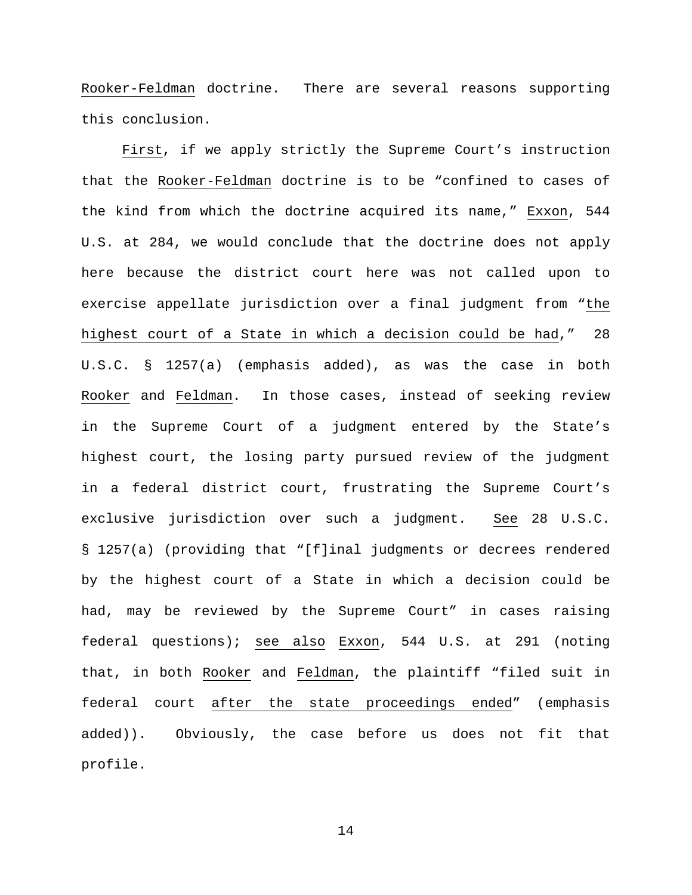Rooker-Feldman doctrine. There are several reasons supporting this conclusion.

First, if we apply strictly the Supreme Court's instruction that the Rooker-Feldman doctrine is to be "confined to cases of the kind from which the doctrine acquired its name," Exxon, 544 U.S. at 284, we would conclude that the doctrine does not apply here because the district court here was not called upon to exercise appellate jurisdiction over a final judgment from "the highest court of a State in which a decision could be had," 28 U.S.C. § 1257(a) (emphasis added), as was the case in both Rooker and Feldman. In those cases, instead of seeking review in the Supreme Court of a judgment entered by the State's highest court, the losing party pursued review of the judgment in a federal district court, frustrating the Supreme Court's exclusive jurisdiction over such a judgment. See 28 U.S.C. § 1257(a) (providing that "[f]inal judgments or decrees rendered by the highest court of a State in which a decision could be had, may be reviewed by the Supreme Court" in cases raising federal questions); see also Exxon, 544 U.S. at 291 (noting that, in both Rooker and Feldman, the plaintiff "filed suit in federal court after the state proceedings ended" (emphasis added)). Obviously, the case before us does not fit that profile.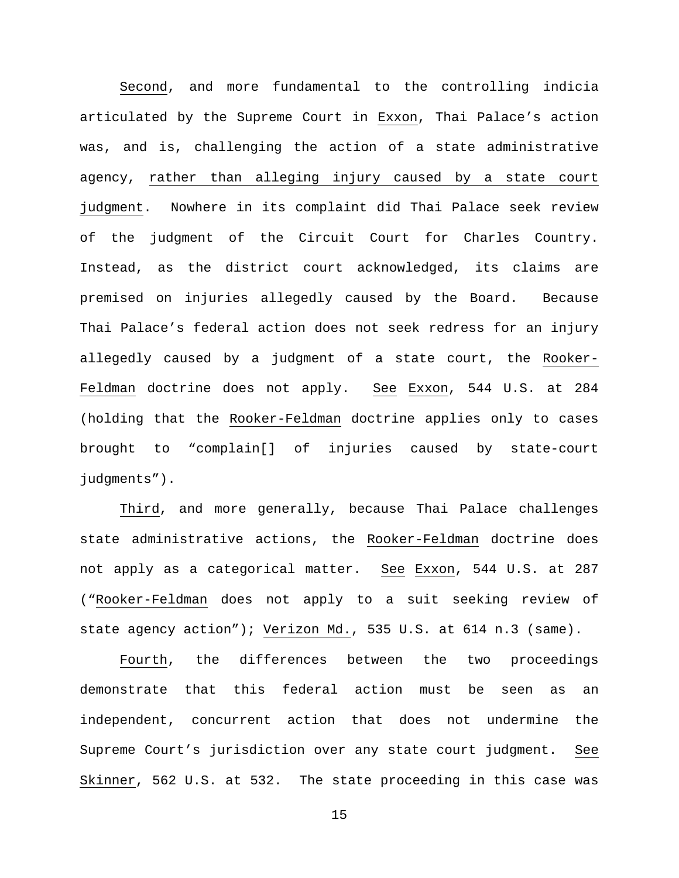Second, and more fundamental to the controlling indicia articulated by the Supreme Court in Exxon, Thai Palace's action was, and is, challenging the action of a state administrative agency, rather than alleging injury caused by a state court judgment. Nowhere in its complaint did Thai Palace seek review of the judgment of the Circuit Court for Charles Country. Instead, as the district court acknowledged, its claims are premised on injuries allegedly caused by the Board. Because Thai Palace's federal action does not seek redress for an injury allegedly caused by a judgment of a state court, the Rooker-Feldman doctrine does not apply. See Exxon, 544 U.S. at 284 (holding that the Rooker-Feldman doctrine applies only to cases brought to "complain[] of injuries caused by state-court judgments").

Third, and more generally, because Thai Palace challenges state administrative actions, the Rooker-Feldman doctrine does not apply as a categorical matter. See Exxon, 544 U.S. at 287 ("Rooker-Feldman does not apply to a suit seeking review of state agency action"); Verizon Md., 535 U.S. at 614 n.3 (same).

Fourth, the differences between the two proceedings demonstrate that this federal action must be seen as an independent, concurrent action that does not undermine the Supreme Court's jurisdiction over any state court judgment. See Skinner, 562 U.S. at 532. The state proceeding in this case was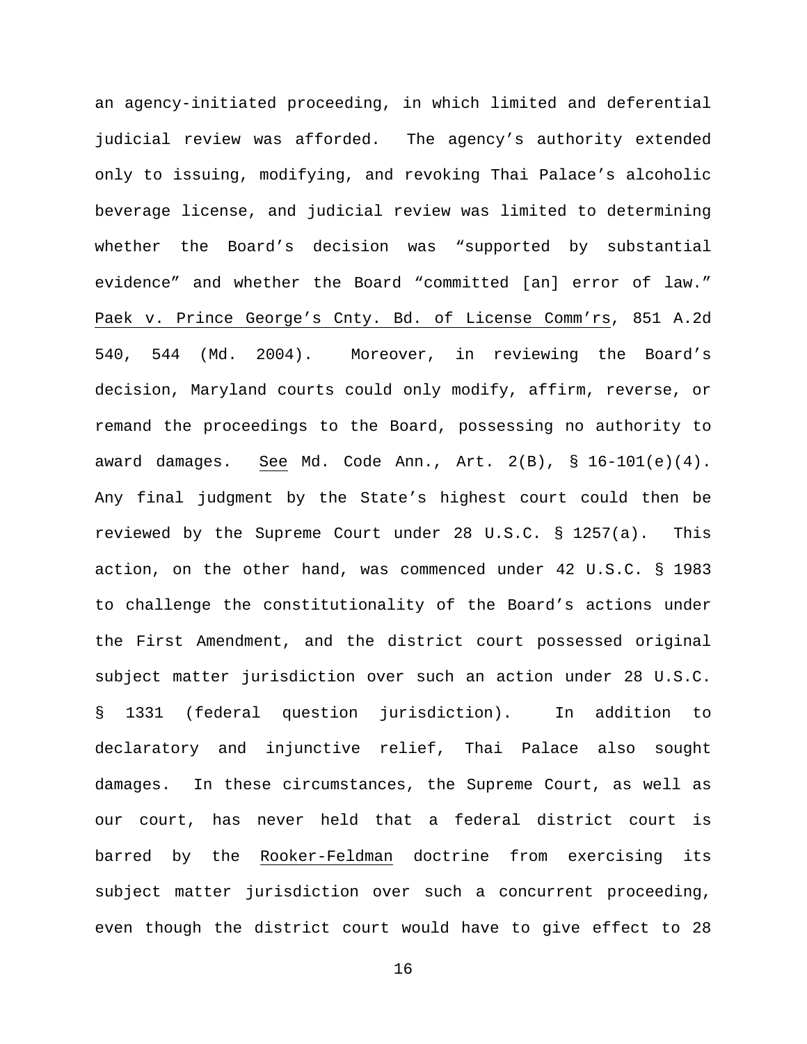an agency-initiated proceeding, in which limited and deferential judicial review was afforded. The agency's authority extended only to issuing, modifying, and revoking Thai Palace's alcoholic beverage license, and judicial review was limited to determining whether the Board's decision was "supported by substantial evidence" and whether the Board "committed [an] error of law." Paek v. Prince George's Cnty. Bd. of License Comm'rs, 851 A.2d 540, 544 (Md. 2004). Moreover, in reviewing the Board's decision, Maryland courts could only modify, affirm, reverse, or remand the proceedings to the Board, possessing no authority to award damages. See Md. Code Ann., Art. 2(B), § 16-101(e)(4). Any final judgment by the State's highest court could then be reviewed by the Supreme Court under 28 U.S.C. § 1257(a). This action, on the other hand, was commenced under 42 U.S.C. § 1983 to challenge the constitutionality of the Board's actions under the First Amendment, and the district court possessed original subject matter jurisdiction over such an action under 28 U.S.C. § 1331 (federal question jurisdiction). In addition to declaratory and injunctive relief, Thai Palace also sought damages. In these circumstances, the Supreme Court, as well as our court, has never held that a federal district court is barred by the Rooker-Feldman doctrine from exercising its subject matter jurisdiction over such a concurrent proceeding, even though the district court would have to give effect to 28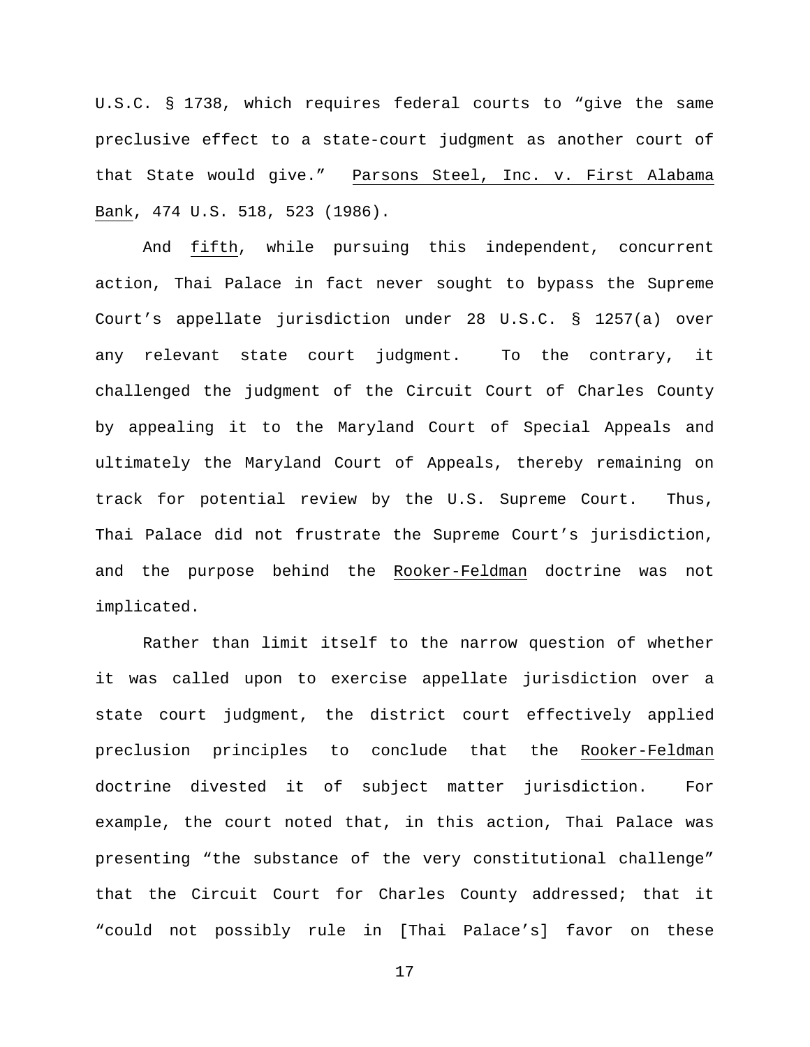U.S.C. § 1738, which requires federal courts to "give the same preclusive effect to a state-court judgment as another court of that State would give." Parsons Steel, Inc. v. First Alabama Bank, 474 U.S. 518, 523 (1986).

And fifth, while pursuing this independent, concurrent action, Thai Palace in fact never sought to bypass the Supreme Court's appellate jurisdiction under 28 U.S.C. § 1257(a) over any relevant state court judgment. To the contrary, it challenged the judgment of the Circuit Court of Charles County by appealing it to the Maryland Court of Special Appeals and ultimately the Maryland Court of Appeals, thereby remaining on track for potential review by the U.S. Supreme Court. Thus, Thai Palace did not frustrate the Supreme Court's jurisdiction, and the purpose behind the Rooker-Feldman doctrine was not implicated.

Rather than limit itself to the narrow question of whether it was called upon to exercise appellate jurisdiction over a state court judgment, the district court effectively applied preclusion principles to conclude that the Rooker-Feldman doctrine divested it of subject matter jurisdiction. For example, the court noted that, in this action, Thai Palace was presenting "the substance of the very constitutional challenge" that the Circuit Court for Charles County addressed; that it "could not possibly rule in [Thai Palace's] favor on these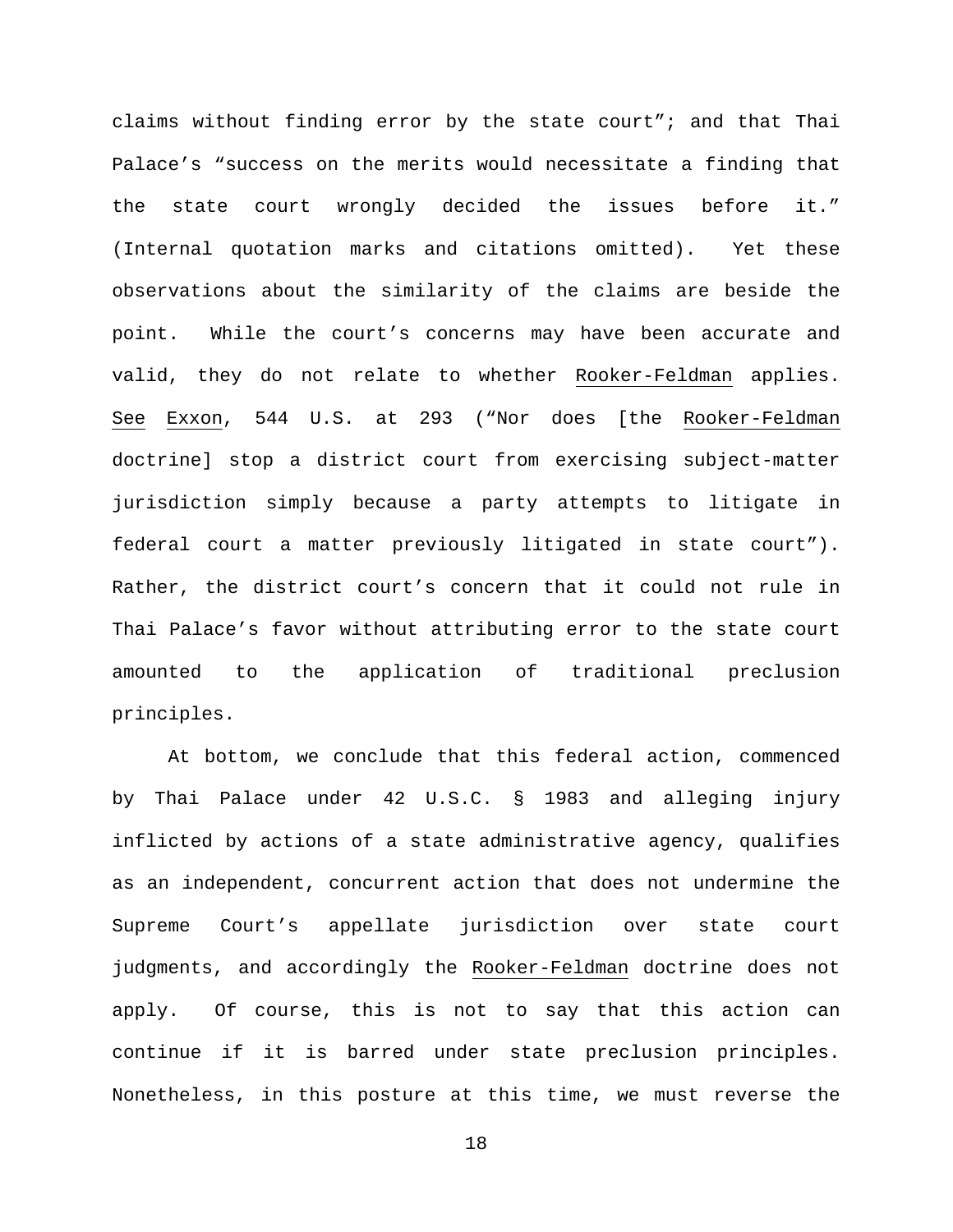claims without finding error by the state court"; and that Thai Palace's "success on the merits would necessitate a finding that the state court wrongly decided the issues before it." (Internal quotation marks and citations omitted). Yet these observations about the similarity of the claims are beside the point. While the court's concerns may have been accurate and valid, they do not relate to whether Rooker-Feldman applies. See Exxon, 544 U.S. at 293 ("Nor does [the Rooker-Feldman doctrine] stop a district court from exercising subject-matter jurisdiction simply because a party attempts to litigate in federal court a matter previously litigated in state court"). Rather, the district court's concern that it could not rule in Thai Palace's favor without attributing error to the state court amounted to the application of traditional preclusion principles.

At bottom, we conclude that this federal action, commenced by Thai Palace under 42 U.S.C. § 1983 and alleging injury inflicted by actions of a state administrative agency, qualifies as an independent, concurrent action that does not undermine the Supreme Court's appellate jurisdiction over state court judgments, and accordingly the Rooker-Feldman doctrine does not apply. Of course, this is not to say that this action can continue if it is barred under state preclusion principles. Nonetheless, in this posture at this time, we must reverse the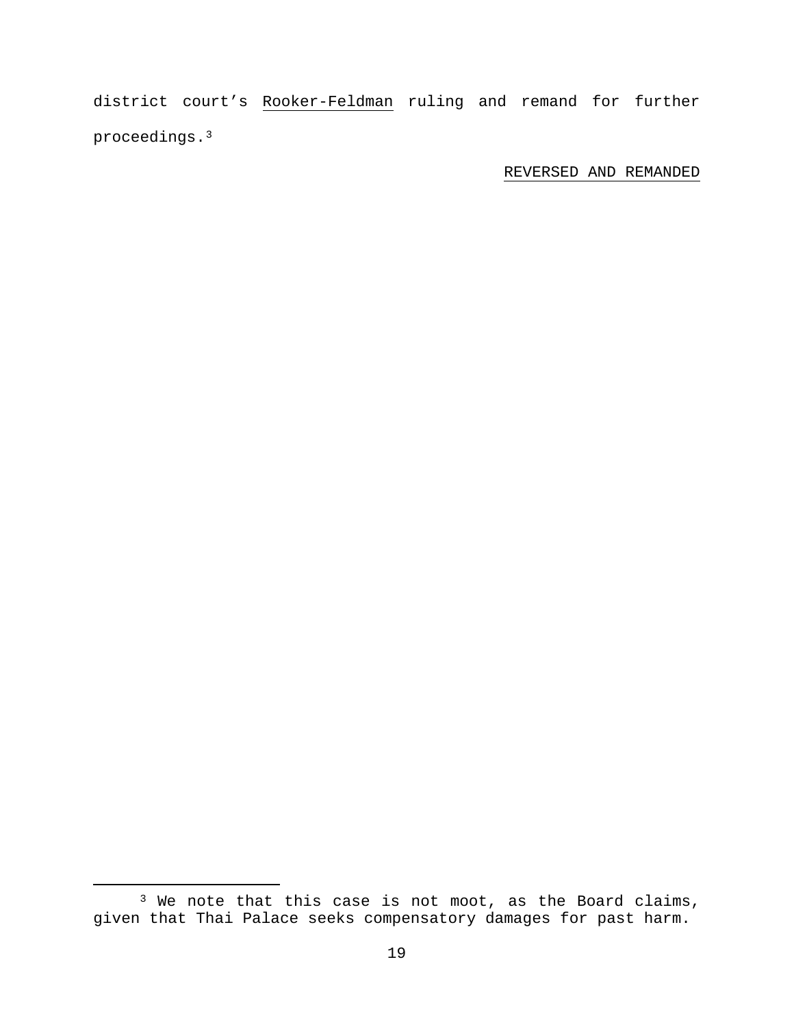district court's Rooker-Feldman ruling and remand for further proceedings.[3]

REVERSED AND REMANDED

[3] We note that this case is not moot, as the Board claims, given that Thai Palace seeks compensatory damages for past harm.